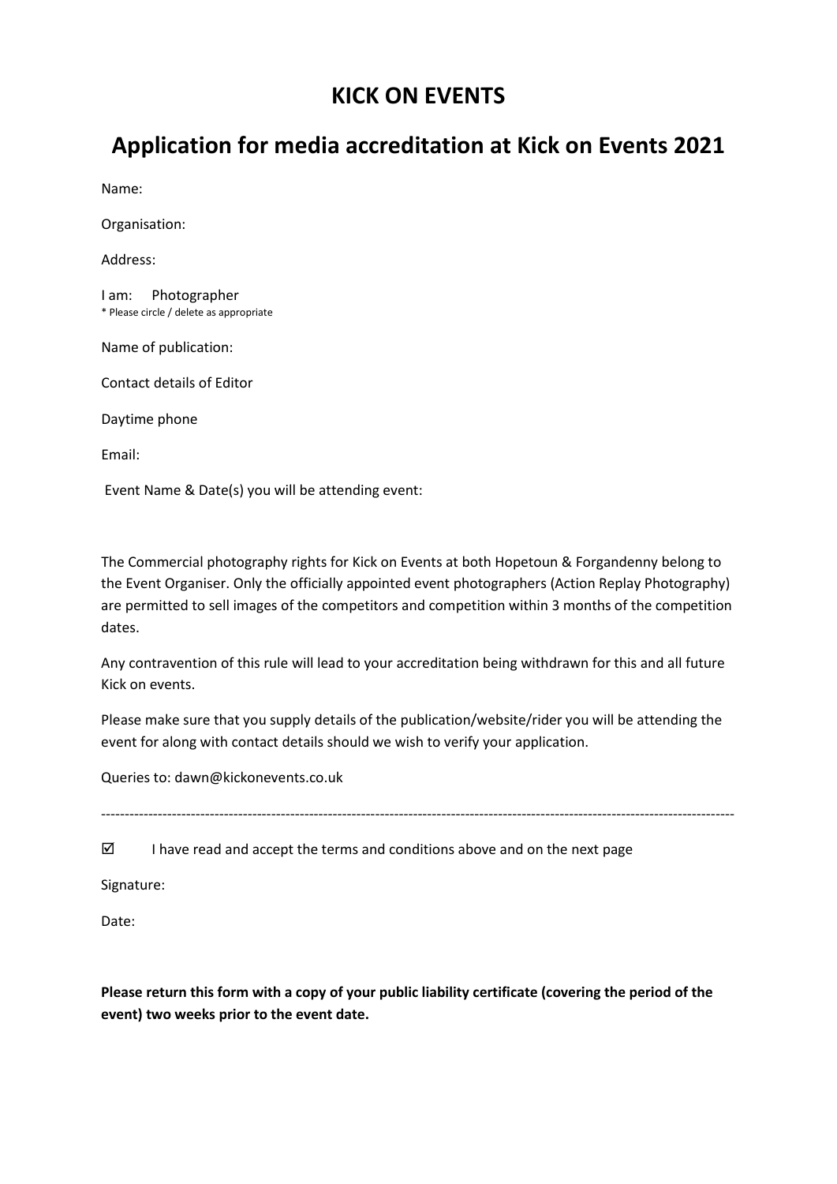# KICK ON EVENTS

## Application for media accreditation at Kick on Events 2021

Name:

Organisation:

Address:

I am: Photographer
* Please circle / delete as appropriate

Name of publication:

Contact details of Editor

Daytime phone

Email:

Event Name & Date(s) you will be attending event:

The Commercial photography rights for Kick on Events at both Hopetoun & Forgandenny belong to the Event Organiser. Only the officially appointed event photographers (Action Replay Photography) are permitted to sell images of the competitors and competition within 3 months of the competition dates.

Any contravention of this rule will lead to your accreditation being withdrawn for this and all future Kick on events.

Please make sure that you supply details of the publication/website/rider you will be attending the event for along with contact details should we wish to verify your application.

Queries to: dawn@kickonevents.co.uk

---

☑ I have read and accept the terms and conditions above and on the next page

Signature:

Date:

**Please return this form with a copy of your public liability certificate (covering the period of the event) two weeks prior to the event date.**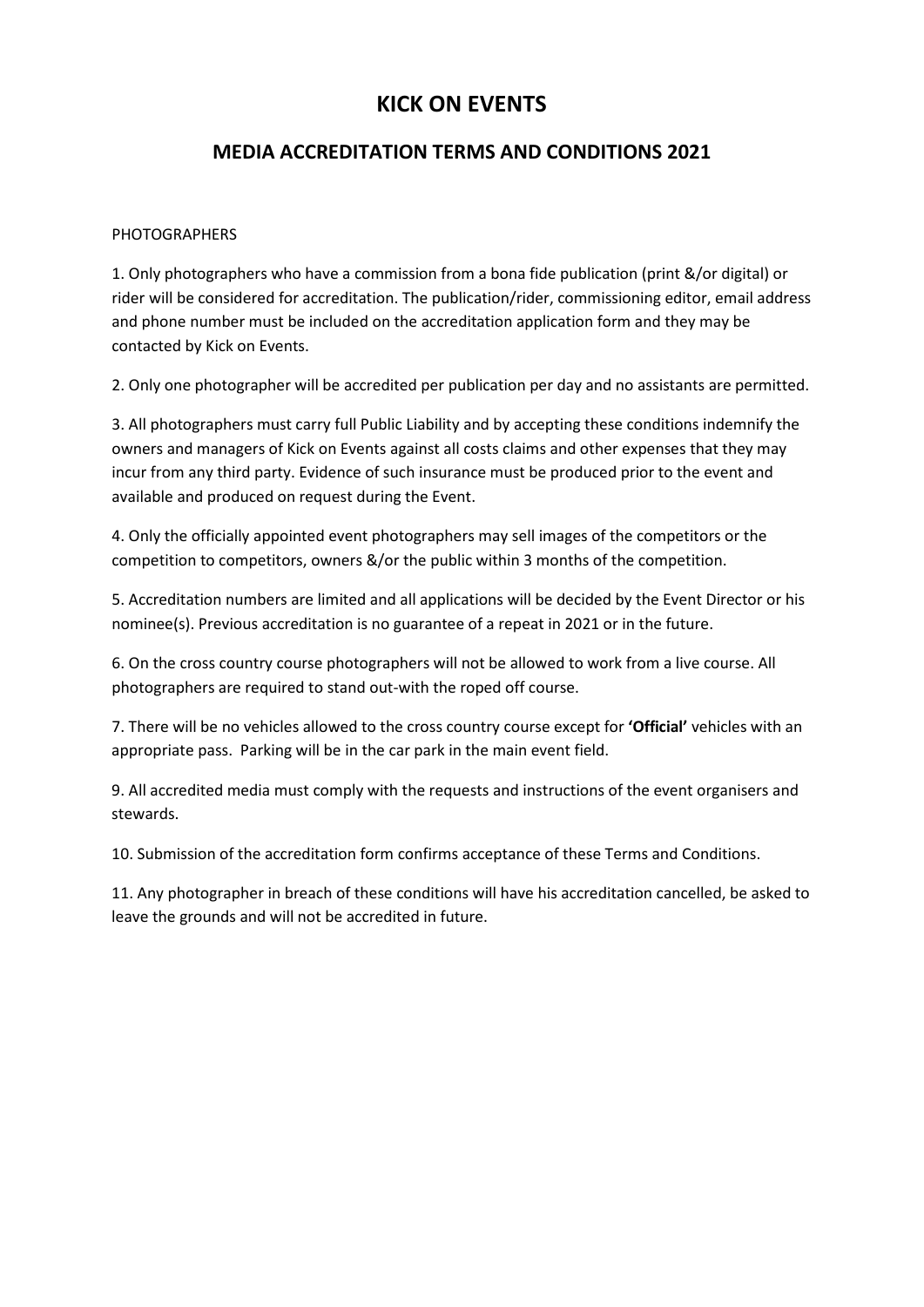# KICK ON EVENTS

## MEDIA ACCREDITATION TERMS AND CONDITIONS 2021

PHOTOGRAPHERS

1. Only photographers who have a commission from a bona fide publication (print &/or digital) or rider will be considered for accreditation. The publication/rider, commissioning editor, email address and phone number must be included on the accreditation application form and they may be contacted by Kick on Events.

2. Only one photographer will be accredited per publication per day and no assistants are permitted.

3. All photographers must carry full Public Liability and by accepting these conditions indemnify the owners and managers of Kick on Events against all costs claims and other expenses that they may incur from any third party. Evidence of such insurance must be produced prior to the event and available and produced on request during the Event.

4. Only the officially appointed event photographers may sell images of the competitors or the competition to competitors, owners &/or the public within 3 months of the competition.

5. Accreditation numbers are limited and all applications will be decided by the Event Director or his nominee(s). Previous accreditation is no guarantee of a repeat in 2021 or in the future.

6. On the cross country course photographers will not be allowed to work from a live course. All photographers are required to stand out-with the roped off course.

7. There will be no vehicles allowed to the cross country course except for **'Official'** vehicles with an appropriate pass. Parking will be in the car park in the main event field.

9. All accredited media must comply with the requests and instructions of the event organisers and stewards.

10. Submission of the accreditation form confirms acceptance of these Terms and Conditions.

11. Any photographer in breach of these conditions will have his accreditation cancelled, be asked to leave the grounds and will not be accredited in future.